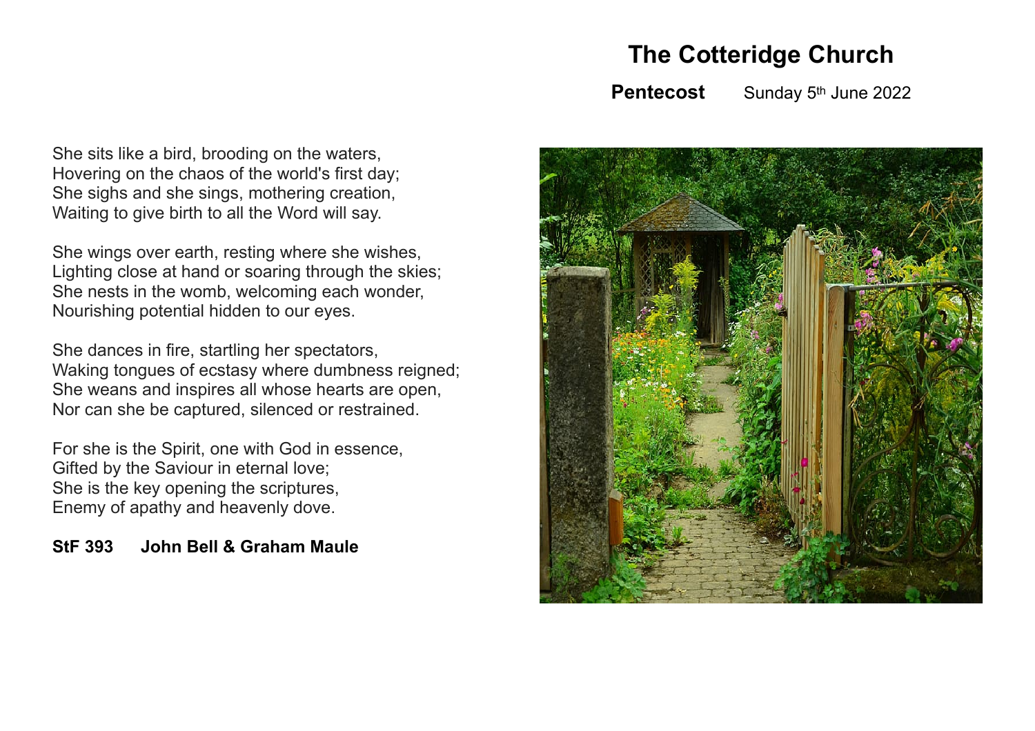# The Cotteridge Church

**Pentecost** Sunday 5th June 2022

She sits like a bird, brooding on the waters,
Hovering on the chaos of the world's first day;
She sighs and she sings, mothering creation,
Waiting to give birth to all the Word will say.

She wings over earth, resting where she wishes,
Lighting close at hand or soaring through the skies;
She nests in the womb, welcoming each wonder,
Nourishing potential hidden to our eyes.

She dances in fire, startling her spectators,
Waking tongues of ecstasy where dumbness reigned;
She weans and inspires all whose hearts are open,
Nor can she be captured, silenced or restrained.

For she is the Spirit, one with God in essence,
Gifted by the Saviour in eternal love;
She is the key opening the scriptures,
Enemy of apathy and heavenly dove.

**StF 393 John Bell & Graham Maule**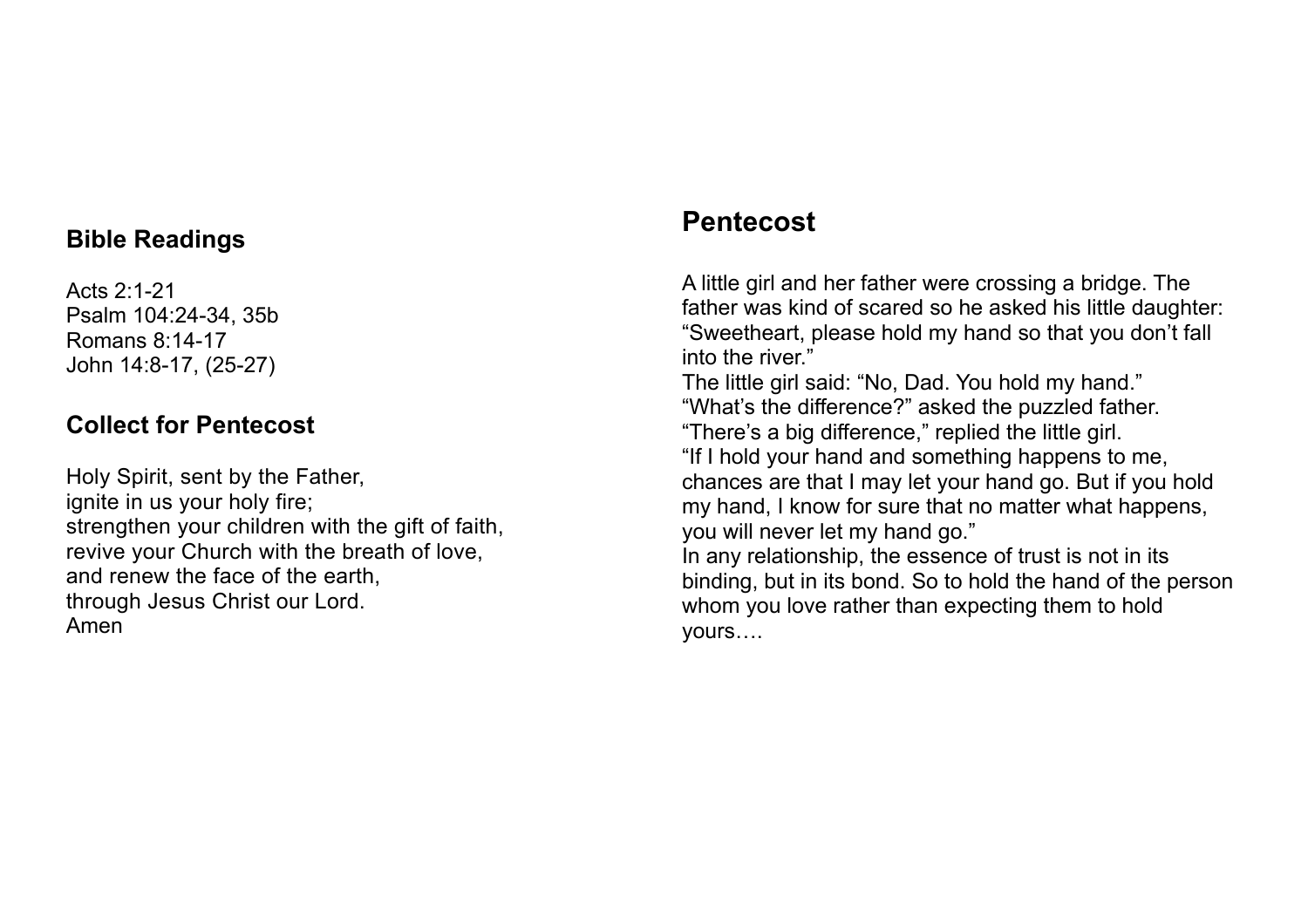## Bible Readings

Acts 2:1-21
Psalm 104:24-34, 35b
Romans 8:14-17
John 14:8-17, (25-27)

## Collect for Pentecost

Holy Spirit, sent by the Father,
ignite in us your holy fire;
strengthen your children with the gift of faith,
revive your Church with the breath of love,
and renew the face of the earth,
through Jesus Christ our Lord.
Amen

## Pentecost

A little girl and her father were crossing a bridge. The father was kind of scared so he asked his little daughter: "Sweetheart, please hold my hand so that you don't fall into the river."
The little girl said: "No, Dad. You hold my hand."
"What's the difference?" asked the puzzled father.
"There's a big difference," replied the little girl.
"If I hold your hand and something happens to me, chances are that I may let your hand go. But if you hold my hand, I know for sure that no matter what happens, you will never let my hand go."
In any relationship, the essence of trust is not in its binding, but in its bond. So to hold the hand of the person whom you love rather than expecting them to hold yours….